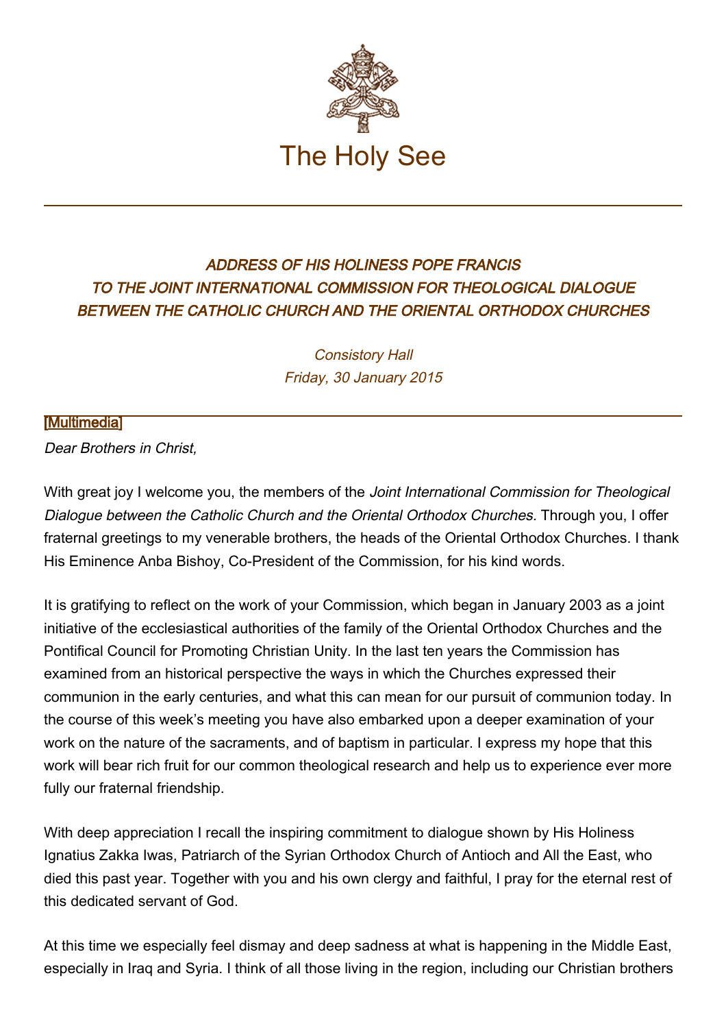The Holy See

*ADDRESS OF HIS HOLINESS POPE FRANCIS*
*TO THE JOINT INTERNATIONAL COMMISSION FOR THEOLOGICAL DIALOGUE*
*BETWEEN THE CATHOLIC CHURCH AND THE ORIENTAL ORTHODOX CHURCHES*

*Consistory Hall*
*Friday, 30 January 2015*

[Multimedia]

*Dear Brothers in Christ,*

With great joy I welcome you, the members of the *Joint International Commission for Theological Dialogue between the Catholic Church and the Oriental Orthodox Churches*. Through you, I offer fraternal greetings to my venerable brothers, the heads of the Oriental Orthodox Churches. I thank His Eminence Anba Bishoy, Co-President of the Commission, for his kind words.

It is gratifying to reflect on the work of your Commission, which began in January 2003 as a joint initiative of the ecclesiastical authorities of the family of the Oriental Orthodox Churches and the Pontifical Council for Promoting Christian Unity. In the last ten years the Commission has examined from an historical perspective the ways in which the Churches expressed their communion in the early centuries, and what this can mean for our pursuit of communion today. In the course of this week's meeting you have also embarked upon a deeper examination of your work on the nature of the sacraments, and of baptism in particular. I express my hope that this work will bear rich fruit for our common theological research and help us to experience ever more fully our fraternal friendship.

With deep appreciation I recall the inspiring commitment to dialogue shown by His Holiness Ignatius Zakka Iwas, Patriarch of the Syrian Orthodox Church of Antioch and All the East, who died this past year. Together with you and his own clergy and faithful, I pray for the eternal rest of this dedicated servant of God.

At this time we especially feel dismay and deep sadness at what is happening in the Middle East, especially in Iraq and Syria. I think of all those living in the region, including our Christian brothers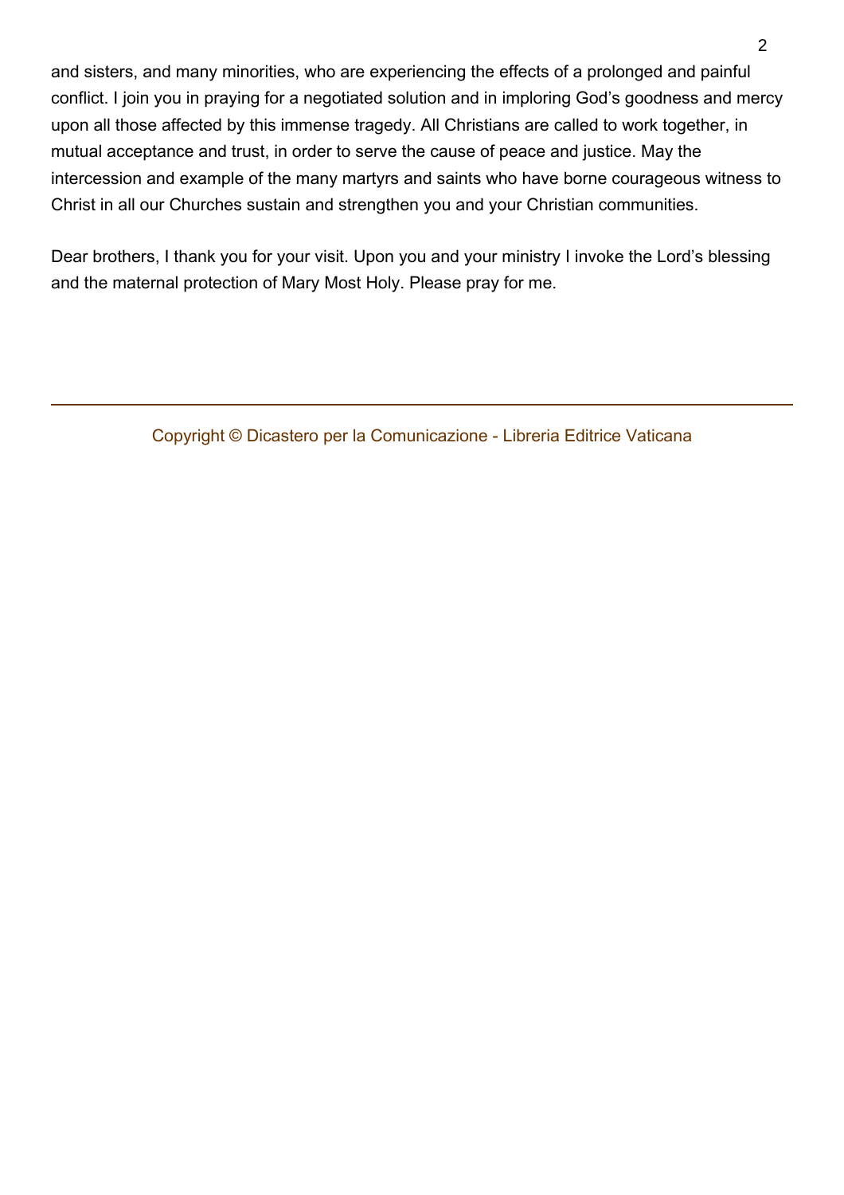and sisters, and many minorities, who are experiencing the effects of a prolonged and painful conflict. I join you in praying for a negotiated solution and in imploring God's goodness and mercy upon all those affected by this immense tragedy. All Christians are called to work together, in mutual acceptance and trust, in order to serve the cause of peace and justice. May the intercession and example of the many martyrs and saints who have borne courageous witness to Christ in all our Churches sustain and strengthen you and your Christian communities.

Dear brothers, I thank you for your visit. Upon you and your ministry I invoke the Lord's blessing and the maternal protection of Mary Most Holy. Please pray for me.

---

Copyright © Dicastero per la Comunicazione - Libreria Editrice Vaticana